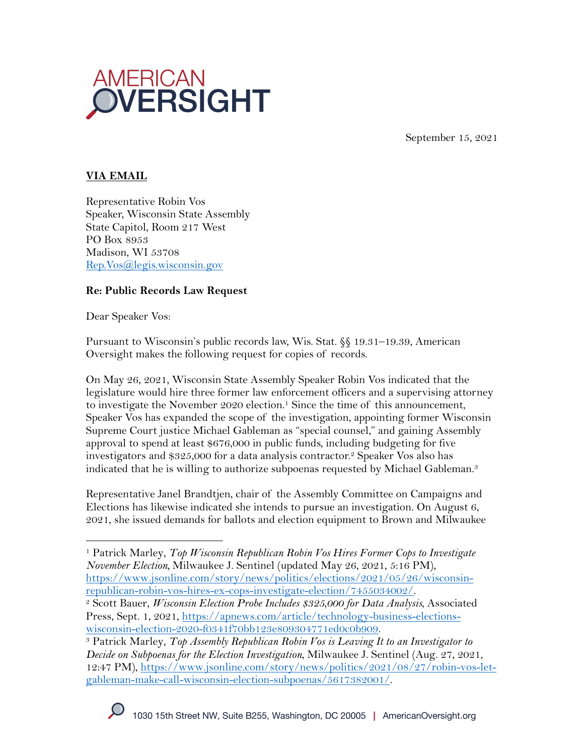AMERICAN OVERSIGHT

September 15, 2021

**VIA EMAIL**

Representative Robin Vos
Speaker, Wisconsin State Assembly
State Capitol, Room 217 West
PO Box 8953
Madison, WI 53708
Rep.Vos@legis.wisconsin.gov

**Re: Public Records Law Request**

Dear Speaker Vos:

Pursuant to Wisconsin's public records law, Wis. Stat. §§ 19.31–19.39, American Oversight makes the following request for copies of records.

On May 26, 2021, Wisconsin State Assembly Speaker Robin Vos indicated that the legislature would hire three former law enforcement officers and a supervising attorney to investigate the November 2020 election.[1] Since the time of this announcement, Speaker Vos has expanded the scope of the investigation, appointing former Wisconsin Supreme Court justice Michael Gableman as "special counsel," and gaining Assembly approval to spend at least $676,000 in public funds, including budgeting for five investigators and $325,000 for a data analysis contractor.[2] Speaker Vos also has indicated that he is willing to authorize subpoenas requested by Michael Gableman.[3]

Representative Janel Brandtjen, chair of the Assembly Committee on Campaigns and Elections has likewise indicated she intends to pursue an investigation. On August 6, 2021, she issued demands for ballots and election equipment to Brown and Milwaukee

---

[1] Patrick Marley, *Top Wisconsin Republican Robin Vos Hires Former Cops to Investigate November Election*, Milwaukee J. Sentinel (updated May 26, 2021, 5:16 PM), https://www.jsonline.com/story/news/politics/elections/2021/05/26/wisconsin-republican-robin-vos-hires-ex-cops-investigate-election/7455034002/.

[2] Scott Bauer, *Wisconsin Election Probe Includes $325,000 for Data Analysis*, Associated Press, Sept. 1, 2021, https://apnews.com/article/technology-business-elections-wisconsin-election-2020-f0341f70bb123e809304771ed0c0b909.

[3] Patrick Marley, *Top Assembly Republican Robin Vos is Leaving It to an Investigator to Decide on Subpoenas for the Election Investigation*, Milwaukee J. Sentinel (Aug. 27, 2021, 12:47 PM), https://www.jsonline.com/story/news/politics/2021/08/27/robin-vos-let-gableman-make-call-wisconsin-election-subpoenas/5617382001/.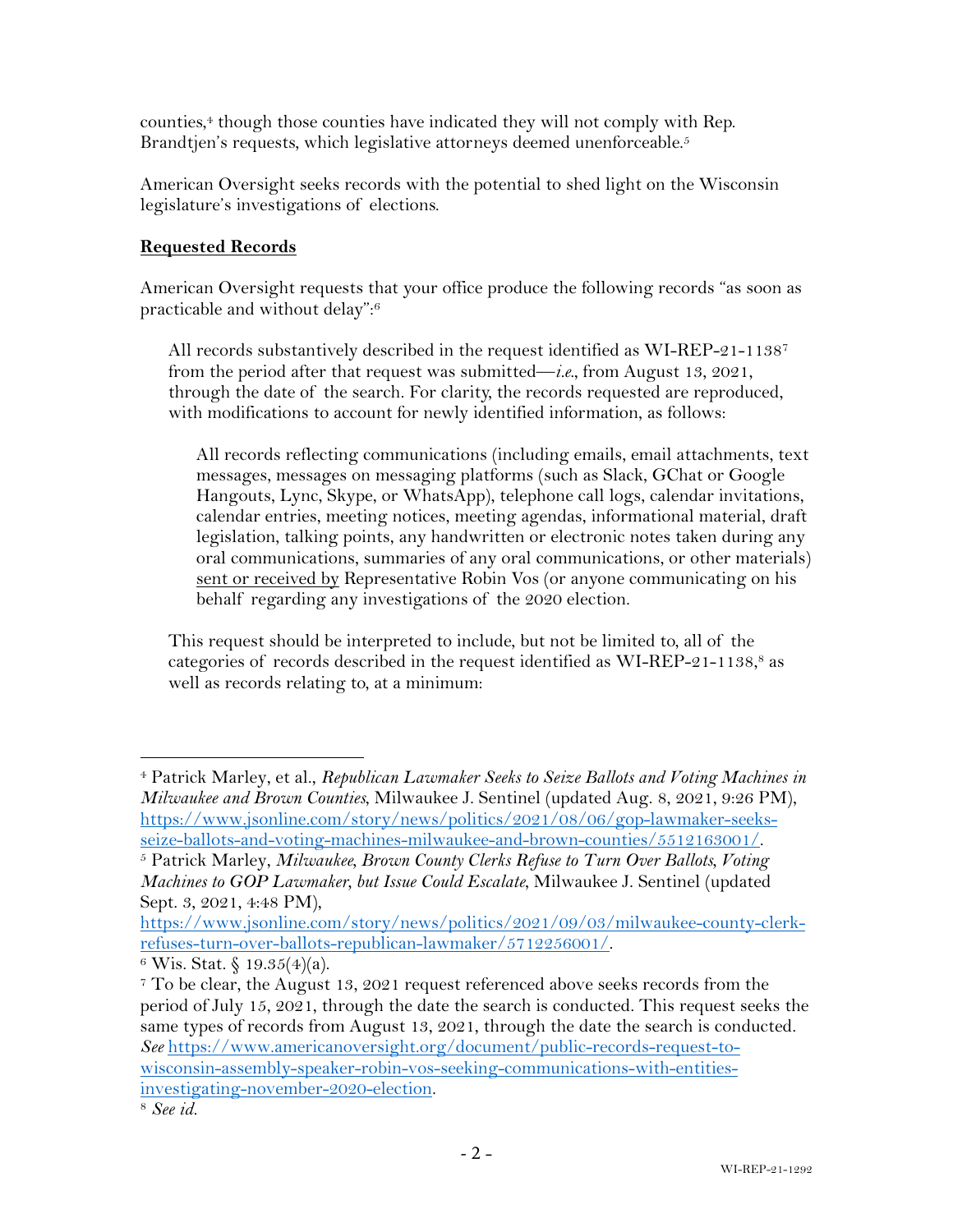counties,[4] though those counties have indicated they will not comply with Rep. Brandtjen's requests, which legislative attorneys deemed unenforceable.[5]

American Oversight seeks records with the potential to shed light on the Wisconsin legislature's investigations of elections.

**Requested Records**

American Oversight requests that your office produce the following records "as soon as practicable and without delay":[6]

> All records substantively described in the request identified as WI-REP-21-1138[7] from the period after that request was submitted—*i.e.*, from August 13, 2021, through the date of the search. For clarity, the records requested are reproduced, with modifications to account for newly identified information, as follows:
>
> > All records reflecting communications (including emails, email attachments, text messages, messages on messaging platforms (such as Slack, GChat or Google Hangouts, Lync, Skype, or WhatsApp), telephone call logs, calendar invitations, calendar entries, meeting notices, meeting agendas, informational material, draft legislation, talking points, any handwritten or electronic notes taken during any oral communications, summaries of any oral communications, or other materials) sent or received by Representative Robin Vos (or anyone communicating on his behalf regarding any investigations of the 2020 election.
>
> This request should be interpreted to include, but not be limited to, all of the categories of records described in the request identified as WI-REP-21-1138,[8] as well as records relating to, at a minimum:

---

[4] Patrick Marley, et al., *Republican Lawmaker Seeks to Seize Ballots and Voting Machines in Milwaukee and Brown Counties*, Milwaukee J. Sentinel (updated Aug. 8, 2021, 9:26 PM), https://www.jsonline.com/story/news/politics/2021/08/06/gop-lawmaker-seeks-seize-ballots-and-voting-machines-milwaukee-and-brown-counties/5512163001/.

[5] Patrick Marley, *Milwaukee, Brown County Clerks Refuse to Turn Over Ballots, Voting Machines to GOP Lawmaker, but Issue Could Escalate*, Milwaukee J. Sentinel (updated Sept. 3, 2021, 4:48 PM), https://www.jsonline.com/story/news/politics/2021/09/03/milwaukee-county-clerk-refuses-turn-over-ballots-republican-lawmaker/5712256001/.

[6] Wis. Stat. § 19.35(4)(a).

[7] To be clear, the August 13, 2021 request referenced above seeks records from the period of July 15, 2021, through the date the search is conducted. This request seeks the same types of records from August 13, 2021, through the date the search is conducted. *See* https://www.americanoversight.org/document/public-records-request-to-wisconsin-assembly-speaker-robin-vos-seeking-communications-with-entities-investigating-november-2020-election.

[8] *See id.*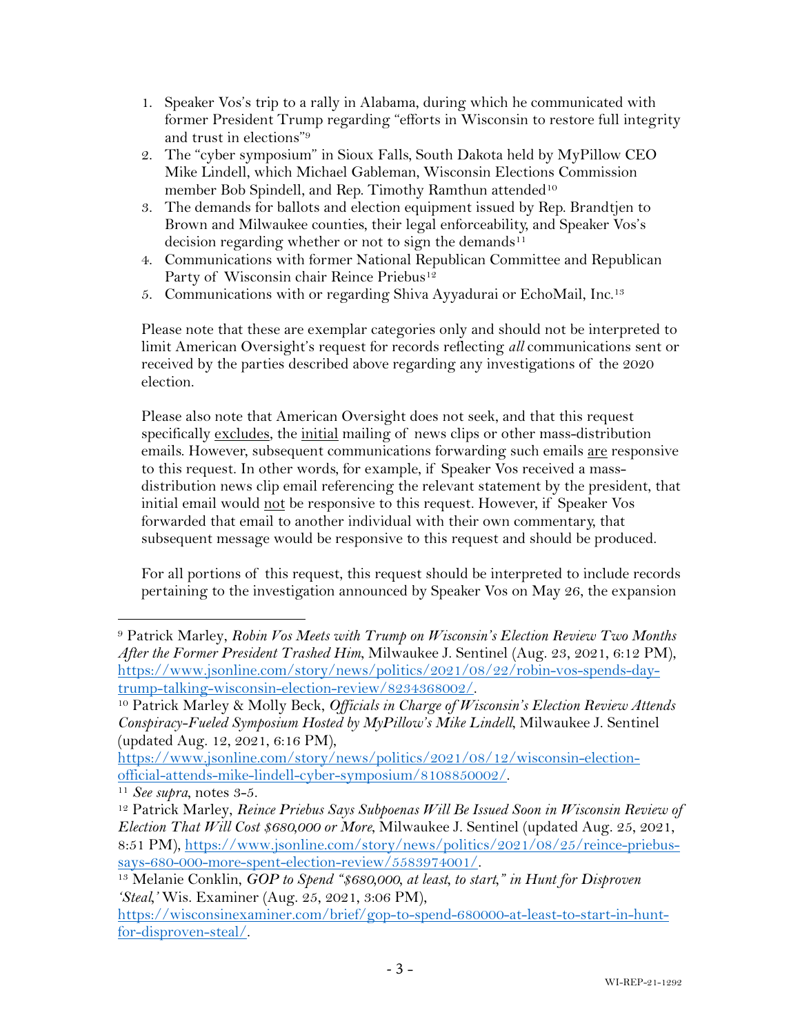1. Speaker Vos's trip to a rally in Alabama, during which he communicated with former President Trump regarding "efforts in Wisconsin to restore full integrity and trust in elections"[9]
2. The "cyber symposium" in Sioux Falls, South Dakota held by MyPillow CEO Mike Lindell, which Michael Gableman, Wisconsin Elections Commission member Bob Spindell, and Rep. Timothy Ramthun attended[10]
3. The demands for ballots and election equipment issued by Rep. Brandtjen to Brown and Milwaukee counties, their legal enforceability, and Speaker Vos's decision regarding whether or not to sign the demands[11]
4. Communications with former National Republican Committee and Republican Party of Wisconsin chair Reince Priebus[12]
5. Communications with or regarding Shiva Ayyadurai or EchoMail, Inc.[13]

Please note that these are exemplar categories only and should not be interpreted to limit American Oversight's request for records reflecting *all* communications sent or received by the parties described above regarding any investigations of the 2020 election.

Please also note that American Oversight does not seek, and that this request specifically excludes, the initial mailing of news clips or other mass-distribution emails. However, subsequent communications forwarding such emails are responsive to this request. In other words, for example, if Speaker Vos received a mass-distribution news clip email referencing the relevant statement by the president, that initial email would not be responsive to this request. However, if Speaker Vos forwarded that email to another individual with their own commentary, that subsequent message would be responsive to this request and should be produced.

For all portions of this request, this request should be interpreted to include records pertaining to the investigation announced by Speaker Vos on May 26, the expansion

---

[9] Patrick Marley, *Robin Vos Meets with Trump on Wisconsin's Election Review Two Months After the Former President Trashed Him*, Milwaukee J. Sentinel (Aug. 23, 2021, 6:12 PM), https://www.jsonline.com/story/news/politics/2021/08/22/robin-vos-spends-day-trump-talking-wisconsin-election-review/8234368002/.

[10] Patrick Marley & Molly Beck, *Officials in Charge of Wisconsin's Election Review Attends Conspiracy-Fueled Symposium Hosted by MyPillow's Mike Lindell*, Milwaukee J. Sentinel (updated Aug. 12, 2021, 6:16 PM), https://www.jsonline.com/story/news/politics/2021/08/12/wisconsin-election-official-attends-mike-lindell-cyber-symposium/8108850002/.

[11] *See supra*, notes 3-5.

[12] Patrick Marley, *Reince Priebus Says Subpoenas Will Be Issued Soon in Wisconsin Review of Election That Will Cost $680,000 or More*, Milwaukee J. Sentinel (updated Aug. 25, 2021, 8:51 PM), https://www.jsonline.com/story/news/politics/2021/08/25/reince-priebus-says-680-000-more-spent-election-review/5583974001/.

[13] Melanie Conklin, *GOP to Spend "$680,000, at least, to start," in Hunt for Disproven 'Steal,'* Wis. Examiner (Aug. 25, 2021, 3:06 PM), https://wisconsinexaminer.com/brief/gop-to-spend-680000-at-least-to-start-in-hunt-for-disproven-steal/.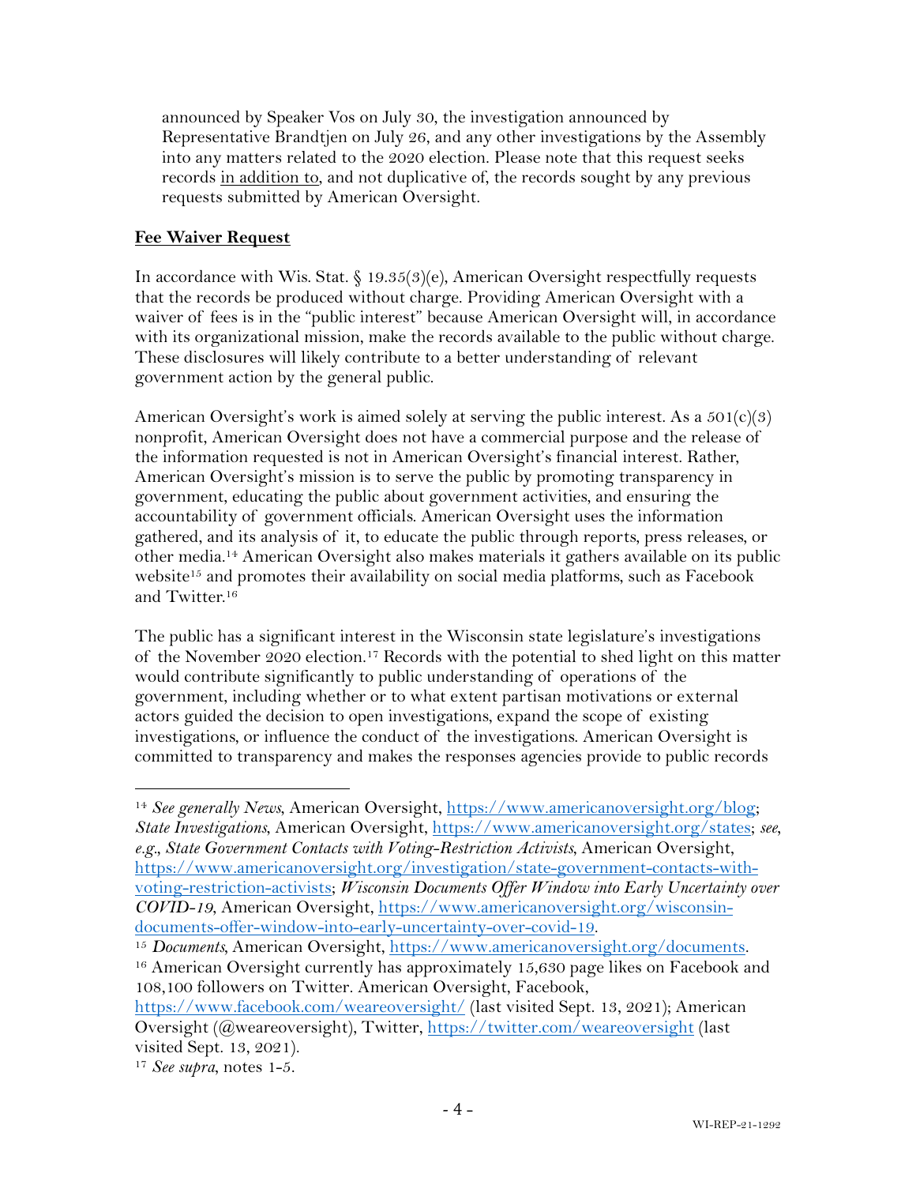announced by Speaker Vos on July 30, the investigation announced by Representative Brandtjen on July 26, and any other investigations by the Assembly into any matters related to the 2020 election. Please note that this request seeks records in addition to, and not duplicative of, the records sought by any previous requests submitted by American Oversight.

**Fee Waiver Request**

In accordance with Wis. Stat. § 19.35(3)(e), American Oversight respectfully requests that the records be produced without charge. Providing American Oversight with a waiver of fees is in the "public interest" because American Oversight will, in accordance with its organizational mission, make the records available to the public without charge. These disclosures will likely contribute to a better understanding of relevant government action by the general public.

American Oversight's work is aimed solely at serving the public interest. As a 501(c)(3) nonprofit, American Oversight does not have a commercial purpose and the release of the information requested is not in American Oversight's financial interest. Rather, American Oversight's mission is to serve the public by promoting transparency in government, educating the public about government activities, and ensuring the accountability of government officials. American Oversight uses the information gathered, and its analysis of it, to educate the public through reports, press releases, or other media.[14] American Oversight also makes materials it gathers available on its public website[15] and promotes their availability on social media platforms, such as Facebook and Twitter.[16]

The public has a significant interest in the Wisconsin state legislature's investigations of the November 2020 election.[17] Records with the potential to shed light on this matter would contribute significantly to public understanding of operations of the government, including whether or to what extent partisan motivations or external actors guided the decision to open investigations, expand the scope of existing investigations, or influence the conduct of the investigations. American Oversight is committed to transparency and makes the responses agencies provide to public records

---

[14] *See generally News*, American Oversight, https://www.americanoversight.org/blog; *State Investigations*, American Oversight, https://www.americanoversight.org/states; *see, e.g.*, *State Government Contacts with Voting-Restriction Activists*, American Oversight, https://www.americanoversight.org/investigation/state-government-contacts-with-voting-restriction-activists; *Wisconsin Documents Offer Window into Early Uncertainty over COVID-19*, American Oversight, https://www.americanoversight.org/wisconsin-documents-offer-window-into-early-uncertainty-over-covid-19.

[15] *Documents*, American Oversight, https://www.americanoversight.org/documents.

[16] American Oversight currently has approximately 15,630 page likes on Facebook and 108,100 followers on Twitter. American Oversight, Facebook, https://www.facebook.com/weareoversight/ (last visited Sept. 13, 2021); American Oversight (@weareoversight), Twitter, https://twitter.com/weareoversight (last visited Sept. 13, 2021).

[17] *See supra*, notes 1-5.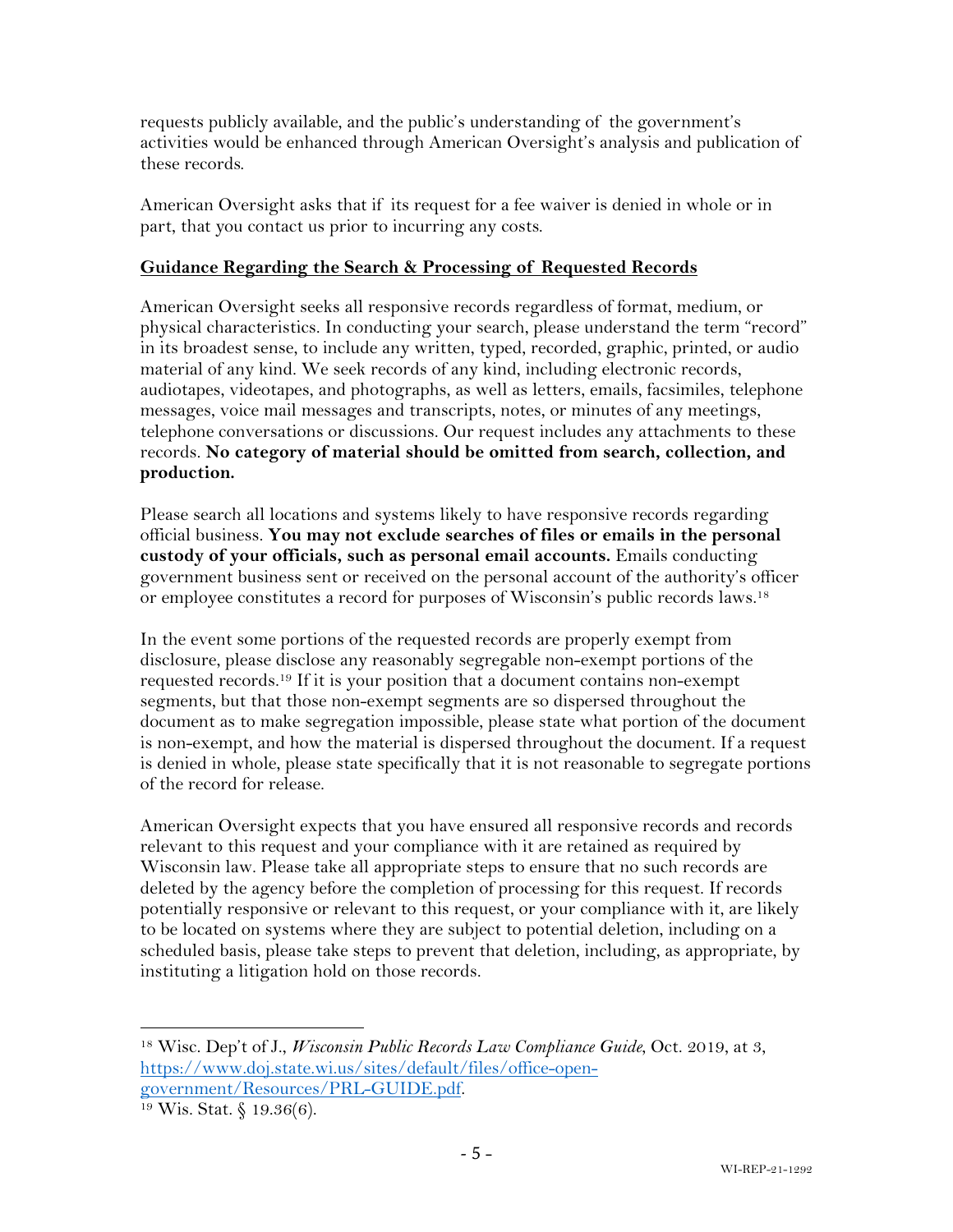requests publicly available, and the public's understanding of the government's activities would be enhanced through American Oversight's analysis and publication of these records.

American Oversight asks that if its request for a fee waiver is denied in whole or in part, that you contact us prior to incurring any costs.

**Guidance Regarding the Search & Processing of Requested Records**

American Oversight seeks all responsive records regardless of format, medium, or physical characteristics. In conducting your search, please understand the term "record" in its broadest sense, to include any written, typed, recorded, graphic, printed, or audio material of any kind. We seek records of any kind, including electronic records, audiotapes, videotapes, and photographs, as well as letters, emails, facsimiles, telephone messages, voice mail messages and transcripts, notes, or minutes of any meetings, telephone conversations or discussions. Our request includes any attachments to these records. **No category of material should be omitted from search, collection, and production.**

Please search all locations and systems likely to have responsive records regarding official business. **You may not exclude searches of files or emails in the personal custody of your officials, such as personal email accounts.** Emails conducting government business sent or received on the personal account of the authority's officer or employee constitutes a record for purposes of Wisconsin's public records laws.[18]

In the event some portions of the requested records are properly exempt from disclosure, please disclose any reasonably segregable non-exempt portions of the requested records.[19] If it is your position that a document contains non-exempt segments, but that those non-exempt segments are so dispersed throughout the document as to make segregation impossible, please state what portion of the document is non-exempt, and how the material is dispersed throughout the document. If a request is denied in whole, please state specifically that it is not reasonable to segregate portions of the record for release.

American Oversight expects that you have ensured all responsive records and records relevant to this request and your compliance with it are retained as required by Wisconsin law. Please take all appropriate steps to ensure that no such records are deleted by the agency before the completion of processing for this request. If records potentially responsive or relevant to this request, or your compliance with it, are likely to be located on systems where they are subject to potential deletion, including on a scheduled basis, please take steps to prevent that deletion, including, as appropriate, by instituting a litigation hold on those records.

---

[18] Wisc. Dep't of J., *Wisconsin Public Records Law Compliance Guide*, Oct. 2019, at 3, https://www.doj.state.wi.us/sites/default/files/office-open-government/Resources/PRL-GUIDE.pdf.

[19] Wis. Stat. § 19.36(6).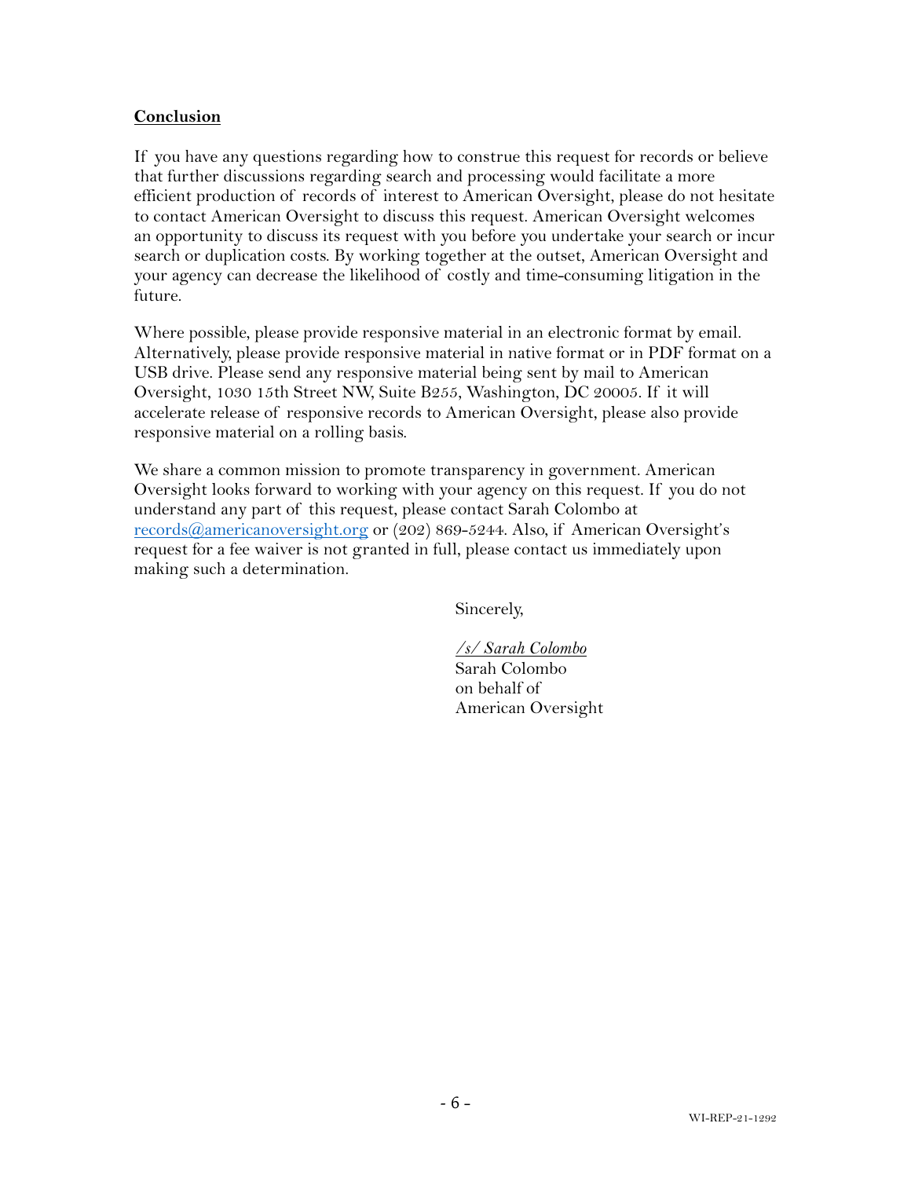## **Conclusion**

If you have any questions regarding how to construe this request for records or believe that further discussions regarding search and processing would facilitate a more efficient production of records of interest to American Oversight, please do not hesitate to contact American Oversight to discuss this request. American Oversight welcomes an opportunity to discuss its request with you before you undertake your search or incur search or duplication costs. By working together at the outset, American Oversight and your agency can decrease the likelihood of costly and time-consuming litigation in the future.

Where possible, please provide responsive material in an electronic format by email. Alternatively, please provide responsive material in native format or in PDF format on a USB drive. Please send any responsive material being sent by mail to American Oversight, 1030 15th Street NW, Suite B255, Washington, DC 20005. If it will accelerate release of responsive records to American Oversight, please also provide responsive material on a rolling basis.

We share a common mission to promote transparency in government. American Oversight looks forward to working with your agency on this request. If you do not understand any part of this request, please contact Sarah Colombo at records@americanoversight.org or (202) 869-5244. Also, if American Oversight's request for a fee waiver is not granted in full, please contact us immediately upon making such a determination.

Sincerely,

*/s/ Sarah Colombo*
Sarah Colombo
on behalf of
American Oversight

WI-REP-21-1292